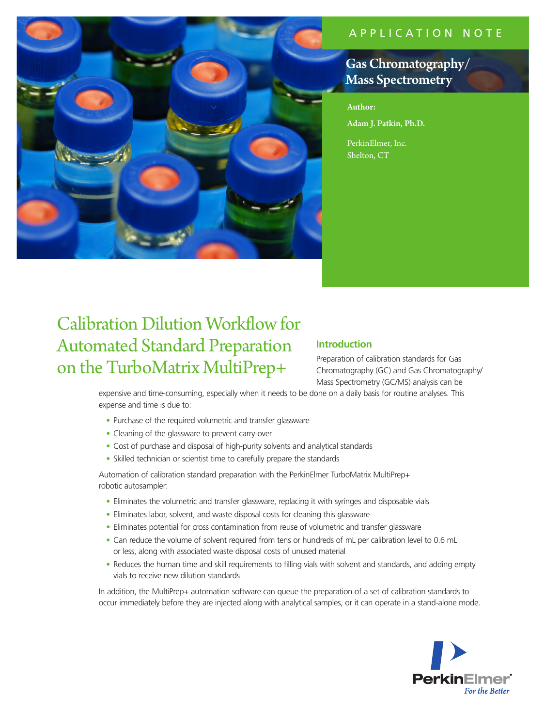APPLICATION NOTE

Gas Chromatography/
Mass Spectrometry

**Author:**

**Adam J. Patkin, Ph.D.**

PerkinElmer, Inc.
Shelton, CT

# Calibration Dilution Workflow for Automated Standard Preparation on the TurboMatrix MultiPrep+

## Introduction

Preparation of calibration standards for Gas Chromatography (GC) and Gas Chromatography/Mass Spectrometry (GC/MS) analysis can be expensive and time-consuming, especially when it needs to be done on a daily basis for routine analyses. This expense and time is due to:

- Purchase of the required volumetric and transfer glassware
- Cleaning of the glassware to prevent carry-over
- Cost of purchase and disposal of high-purity solvents and analytical standards
- Skilled technician or scientist time to carefully prepare the standards

Automation of calibration standard preparation with the PerkinElmer TurboMatrix MultiPrep+ robotic autosampler:

- Eliminates the volumetric and transfer glassware, replacing it with syringes and disposable vials
- Eliminates labor, solvent, and waste disposal costs for cleaning this glassware
- Eliminates potential for cross contamination from reuse of volumetric and transfer glassware
- Can reduce the volume of solvent required from tens or hundreds of mL per calibration level to 0.6 mL or less, along with associated waste disposal costs of unused material
- Reduces the human time and skill requirements to filling vials with solvent and standards, and adding empty vials to receive new dilution standards

In addition, the MultiPrep+ automation software can queue the preparation of a set of calibration standards to occur immediately before they are injected along with analytical samples, or it can operate in a stand-alone mode.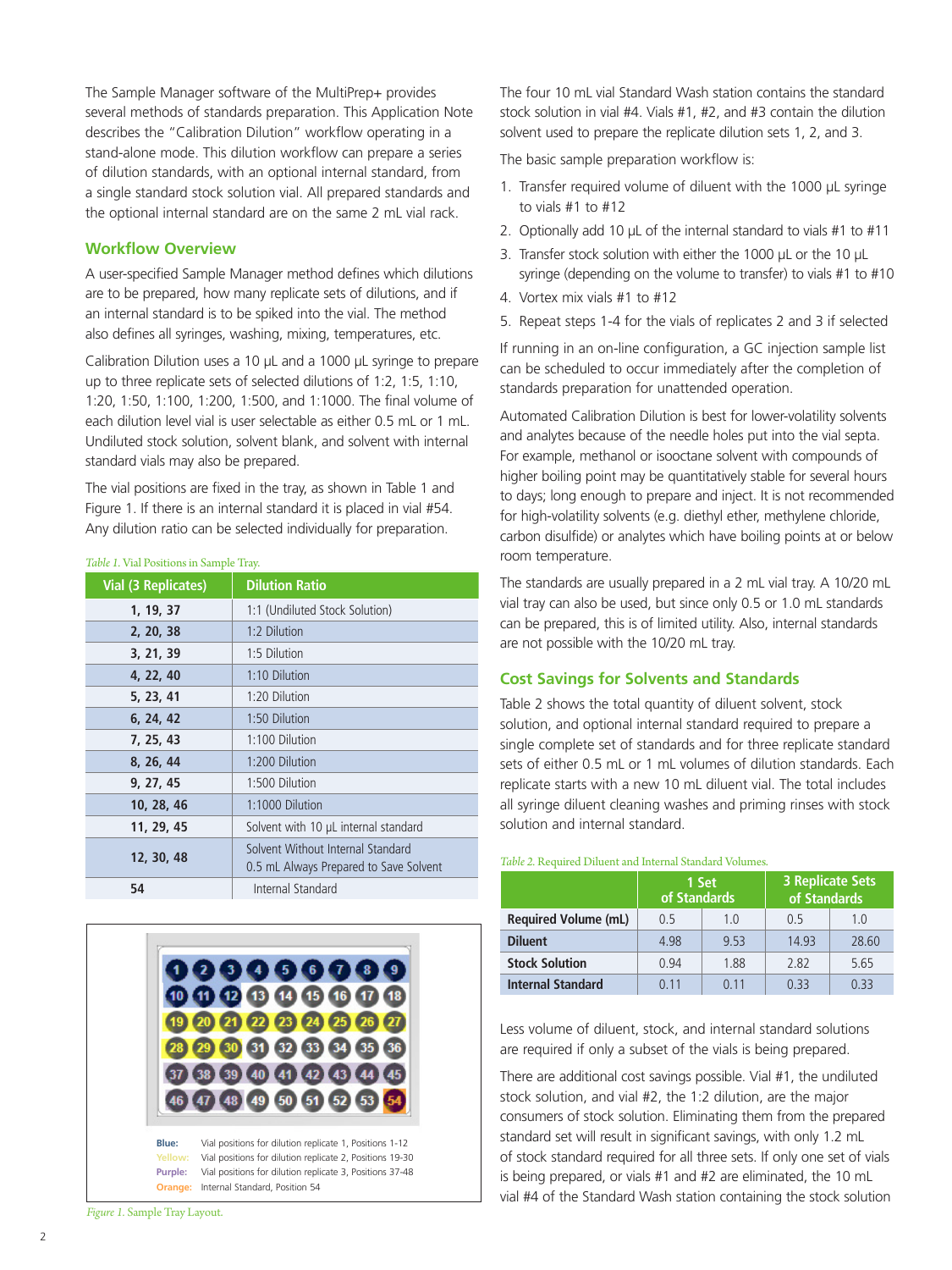The Sample Manager software of the MultiPrep+ provides several methods of standards preparation. This Application Note describes the "Calibration Dilution" workflow operating in a stand-alone mode. This dilution workflow can prepare a series of dilution standards, with an optional internal standard, from a single standard stock solution vial. All prepared standards and the optional internal standard are on the same 2 mL vial rack.

## Workflow Overview

A user-specified Sample Manager method defines which dilutions are to be prepared, how many replicate sets of dilutions, and if an internal standard is to be spiked into the vial. The method also defines all syringes, washing, mixing, temperatures, etc.

Calibration Dilution uses a 10 µL and a 1000 µL syringe to prepare up to three replicate sets of selected dilutions of 1:2, 1:5, 1:10, 1:20, 1:50, 1:100, 1:200, 1:500, and 1:1000. The final volume of each dilution level vial is user selectable as either 0.5 mL or 1 mL. Undiluted stock solution, solvent blank, and solvent with internal standard vials may also be prepared.

The vial positions are fixed in the tray, as shown in Table 1 and Figure 1. If there is an internal standard it is placed in vial #54. Any dilution ratio can be selected individually for preparation.

*Table 1.* Vial Positions in Sample Tray.

| Vial (3 Replicates) | Dilution Ratio |
|---|---|
| 1, 19, 37 | 1:1 (Undiluted Stock Solution) |
| 2, 20, 38 | 1:2 Dilution |
| 3, 21, 39 | 1:5 Dilution |
| 4, 22, 40 | 1:10 Dilution |
| 5, 23, 41 | 1:20 Dilution |
| 6, 24, 42 | 1:50 Dilution |
| 7, 25, 43 | 1:100 Dilution |
| 8, 26, 44 | 1:200 Dilution |
| 9, 27, 45 | 1:500 Dilution |
| 10, 28, 46 | 1:1000 Dilution |
| 11, 29, 45 | Solvent with 10 µL internal standard |
| 12, 30, 48 | Solvent Without Internal Standard<br>0.5 mL Always Prepared to Save Solvent |
| 54 | Internal Standard |

Blue: Vial positions for dilution replicate 1, Positions 1-12
Yellow: Vial positions for dilution replicate 2, Positions 19-30
Purple: Vial positions for dilution replicate 3, Positions 37-48
Orange: Internal Standard, Position 54

*Figure 1.* Sample Tray Layout.

The four 10 mL vial Standard Wash station contains the standard stock solution in vial #4. Vials #1, #2, and #3 contain the dilution solvent used to prepare the replicate dilution sets 1, 2, and 3.

The basic sample preparation workflow is:

1. Transfer required volume of diluent with the 1000 µL syringe to vials #1 to #12
2. Optionally add 10 µL of the internal standard to vials #1 to #11
3. Transfer stock solution with either the 1000 µL or the 10 µL syringe (depending on the volume to transfer) to vials #1 to #10
4. Vortex mix vials #1 to #12
5. Repeat steps 1-4 for the vials of replicates 2 and 3 if selected

If running in an on-line configuration, a GC injection sample list can be scheduled to occur immediately after the completion of standards preparation for unattended operation.

Automated Calibration Dilution is best for lower-volatility solvents and analytes because of the needle holes put into the vial septa. For example, methanol or isooctane solvent with compounds of higher boiling point may be quantitatively stable for several hours to days; long enough to prepare and inject. It is not recommended for high-volatility solvents (e.g. diethyl ether, methylene chloride, carbon disulfide) or analytes which have boiling points at or below room temperature.

The standards are usually prepared in a 2 mL vial tray. A 10/20 mL vial tray can also be used, but since only 0.5 or 1.0 mL standards can be prepared, this is of limited utility. Also, internal standards are not possible with the 10/20 mL tray.

## Cost Savings for Solvents and Standards

Table 2 shows the total quantity of diluent solvent, stock solution, and optional internal standard required to prepare a single complete set of standards and for three replicate standard sets of either 0.5 mL or 1 mL volumes of dilution standards. Each replicate starts with a new 10 mL diluent vial. The total includes all syringe diluent cleaning washes and priming rinses with stock solution and internal standard.

*Table 2.* Required Diluent and Internal Standard Volumes.

| | 1 Set of Standards | | 3 Replicate Sets of Standards | |
|---|---|---|---|---|
| **Required Volume (mL)** | 0.5 | 1.0 | 0.5 | 1.0 |
| **Diluent** | 4.98 | 9.53 | 14.93 | 28.60 |
| **Stock Solution** | 0.94 | 1.88 | 2.82 | 5.65 |
| **Internal Standard** | 0.11 | 0.11 | 0.33 | 0.33 |

Less volume of diluent, stock, and internal standard solutions are required if only a subset of the vials is being prepared.

There are additional cost savings possible. Vial #1, the undiluted stock solution, and vial #2, the 1:2 dilution, are the major consumers of stock solution. Eliminating them from the prepared standard set will result in significant savings, with only 1.2 mL of stock standard required for all three sets. If only one set of vials is being prepared, or vials #1 and #2 are eliminated, the 10 mL vial #4 of the Standard Wash station containing the stock solution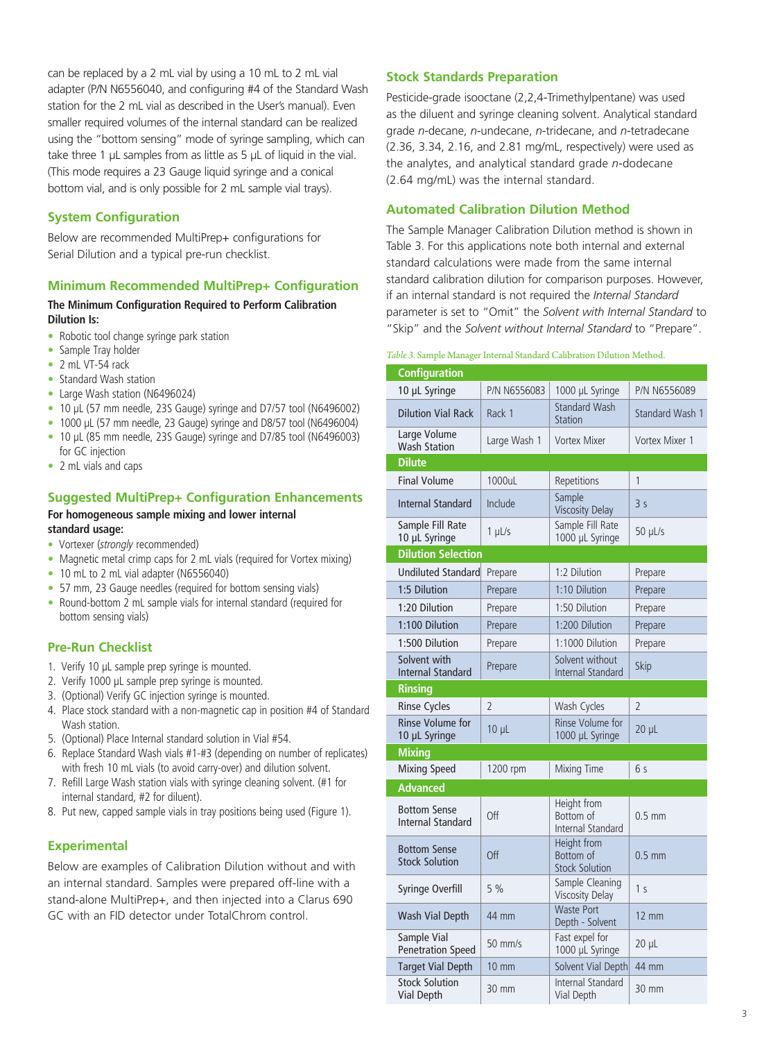can be replaced by a 2 mL vial by using a 10 mL to 2 mL vial adapter (P/N N6556040, and configuring #4 of the Standard Wash station for the 2 mL vial as described in the User's manual). Even smaller required volumes of the internal standard can be realized using the "bottom sensing" mode of syringe sampling, which can take three 1 µL samples from as little as 5 µL of liquid in the vial. (This mode requires a 23 Gauge liquid syringe and a conical bottom vial, and is only possible for 2 mL sample vial trays).

### System Configuration

Below are recommended MultiPrep+ configurations for Serial Dilution and a typical pre-run checklist.

### Minimum Recommended MultiPrep+ Configuration

**The Minimum Configuration Required to Perform Calibration Dilution Is:**

- Robotic tool change syringe park station
- Sample Tray holder
- 2 mL VT-54 rack
- Standard Wash station
- Large Wash station (N6496024)
- 10 µL (57 mm needle, 23S Gauge) syringe and D7/57 tool (N6496002)
- 1000 µL (57 mm needle, 23 Gauge) syringe and D8/57 tool (N6496004)
- 10 µL (85 mm needle, 23S Gauge) syringe and D7/85 tool (N6496003) for GC injection
- 2 mL vials and caps

### Suggested MultiPrep+ Configuration Enhancements

**For homogeneous sample mixing and lower internal standard usage:**

- Vortexer (*strongly* recommended)
- Magnetic metal crimp caps for 2 mL vials (required for Vortex mixing)
- 10 mL to 2 mL vial adapter (N6556040)
- 57 mm, 23 Gauge needles (required for bottom sensing vials)
- Round-bottom 2 mL sample vials for internal standard (required for bottom sensing vials)

### Pre-Run Checklist

1. Verify 10 µL sample prep syringe is mounted.
2. Verify 1000 µL sample prep syringe is mounted.
3. (Optional) Verify GC injection syringe is mounted.
4. Place stock standard with a non-magnetic cap in position #4 of Standard Wash station.
5. (Optional) Place Internal standard solution in Vial #54.
6. Replace Standard Wash vials #1-#3 (depending on number of replicates) with fresh 10 mL vials (to avoid carry-over) and dilution solvent.
7. Refill Large Wash station vials with syringe cleaning solvent. (#1 for internal standard, #2 for diluent).
8. Put new, capped sample vials in tray positions being used (Figure 1).

### Experimental

Below are examples of Calibration Dilution without and with an internal standard. Samples were prepared off-line with a stand-alone MultiPrep+, and then injected into a Clarus 690 GC with an FID detector under TotalChrom control.

### Stock Standards Preparation

Pesticide-grade isooctane (2,2,4-Trimethylpentane) was used as the diluent and syringe cleaning solvent. Analytical standard grade *n*-decane, *n*-undecane, *n*-tridecane, and *n*-tetradecane (2.36, 3.34, 2.16, and 2.81 mg/mL, respectively) were used as the analytes, and analytical standard grade *n*-dodecane (2.64 mg/mL) was the internal standard.

### Automated Calibration Dilution Method

The Sample Manager Calibration Dilution method is shown in Table 3. For this applications note both internal and external standard calculations were made from the same internal standard calibration dilution for comparison purposes. However, if an internal standard is not required the *Internal Standard* parameter is set to "Omit" the *Solvent with Internal Standard* to "Skip" and the *Solvent without Internal Standard* to "Prepare".

*Table 3.* Sample Manager Internal Standard Calibration Dilution Method.

| Configuration | | | |
|---|---|---|---|
| 10 µL Syringe | P/N N6556083 | 1000 µL Syringe | P/N N6556089 |
| Dilution Vial Rack | Rack 1 | Standard Wash Station | Standard Wash 1 |
| Large Volume Wash Station | Large Wash 1 | Vortex Mixer | Vortex Mixer 1 |
| **Dilute** | | | |
| Final Volume | 1000uL | Repetitions | 1 |
| Internal Standard | Include | Sample Viscosity Delay | 3 s |
| Sample Fill Rate 10 µL Syringe | 1 µL/s | Sample Fill Rate 1000 µL Syringe | 50 µL/s |
| **Dilution Selection** | | | |
| Undiluted Standard | Prepare | 1:2 Dilution | Prepare |
| 1:5 Dilution | Prepare | 1:10 Dilution | Prepare |
| 1:20 Dilution | Prepare | 1:50 Dilution | Prepare |
| 1:100 Dilution | Prepare | 1:200 Dilution | Prepare |
| 1:500 Dilution | Prepare | 1:1000 Dilution | Prepare |
| Solvent with Internal Standard | Prepare | Solvent without Internal Standard | Skip |
| **Rinsing** | | | |
| Rinse Cycles | 2 | Wash Cycles | 2 |
| Rinse Volume for 10 µL Syringe | 10 µL | Rinse Volume for 1000 µL Syringe | 20 µL |
| **Mixing** | | | |
| Mixing Speed | 1200 rpm | Mixing Time | 6 s |
| **Advanced** | | | |
| Bottom Sense Internal Standard | Off | Height from Bottom of Internal Standard | 0.5 mm |
| Bottom Sense Stock Solution | Off | Height from Bottom of Stock Solution | 0.5 mm |
| Syringe Overfill | 5 % | Sample Cleaning Viscosity Delay | 1 s |
| Wash Vial Depth | 44 mm | Waste Port Depth - Solvent | 12 mm |
| Sample Vial Penetration Speed | 50 mm/s | Fast expel for 1000 µL Syringe | 20 µL |
| Target Vial Depth | 10 mm | Solvent Vial Depth | 44 mm |
| Stock Solution Vial Depth | 30 mm | Internal Standard Vial Depth | 30 mm |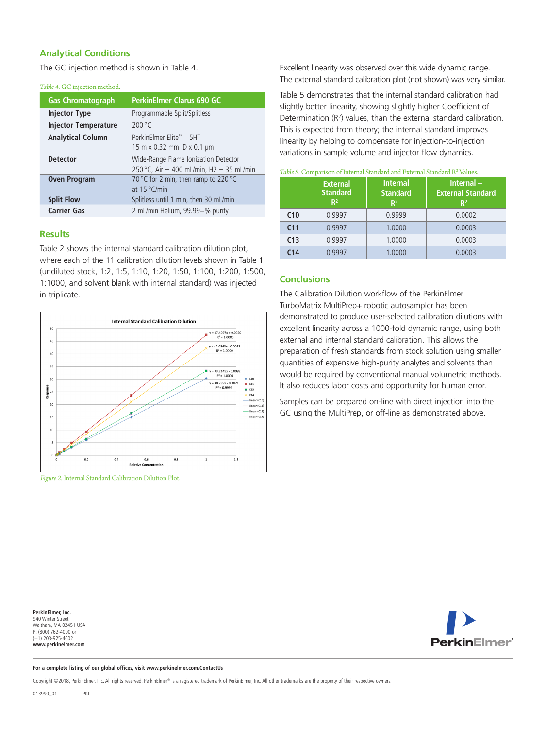## Analytical Conditions

The GC injection method is shown in Table 4.

*Table 4.* GC injection method.

| Gas Chromatograph | PerkinElmer Clarus 690 GC |
|---|---|
| Injector Type | Programmable Split/Splitless |
| Injector Temperature | 200 °C |
| Analytical Column | PerkinElmer Elite™ - 5HT<br>15 m x 0.32 mm ID x 0.1 µm |
| Detector | Wide-Range Flame Ionization Detector<br>250 °C, Air = 400 mL/min, H2 = 35 mL/min |
| Oven Program | 70 °C for 2 min, then ramp to 220 °C at 15 °C/min |
| Split Flow | Splitless until 1 min, then 30 mL/min |
| Carrier Gas | 2 mL/min Helium, 99.99+% purity |

## Results

Table 2 shows the internal standard calibration dilution plot, where each of the 11 calibration dilution levels shown in Table 1 (undiluted stock, 1:2, 1:5, 1:10, 1:20, 1:50, 1:100, 1:200, 1:500, 1:1000, and solvent blank with internal standard) was injected in triplicate.

Internal Standard Calibration Dilution

y = 47.4097x + 0.0020
R² = 1.0000

y = 42.0843x - 0.0053
R² = 1.0000

y = 33.2145x - 0.0082
R² = 1.0000

y = 30.289x - 0.0021
R² = 0.9999

C10
C11
C13
C14
Linear (C10)
Linear (C11)
Linear (C13)
Linear (C14)

Response

Relative Concentration

*Figure 2.* Internal Standard Calibration Dilution Plot.

Excellent linearity was observed over this wide dynamic range. The external standard calibration plot (not shown) was very similar.

Table 5 demonstrates that the internal standard calibration had slightly better linearity, showing slightly higher Coefficient of Determination ($R^2$) values, than the external standard calibration. This is expected from theory; the internal standard improves linearity by helping to compensate for injection-to-injection variations in sample volume and injector flow dynamics.

*Table 5.* Comparison of Internal Standard and External Standard $R^2$ Values.

| | External Standard $R^2$ | Internal Standard $R^2$ | Internal – External Standard $R^2$ |
|---|---|---|---|
| C10 | 0.9997 | 0.9999 | 0.0002 |
| C11 | 0.9997 | 1.0000 | 0.0003 |
| C13 | 0.9997 | 1.0000 | 0.0003 |
| C14 | 0.9997 | 1.0000 | 0.0003 |

## Conclusions

The Calibration Dilution workflow of the PerkinElmer TurboMatrix MultiPrep+ robotic autosampler has been demonstrated to produce user-selected calibration dilutions with excellent linearity across a 1000-fold dynamic range, using both external and internal standard calibration. This allows the preparation of fresh standards from stock solution using smaller quantities of expensive high-purity analytes and solvents than would be required by conventional manual volumetric methods. It also reduces labor costs and opportunity for human error.

Samples can be prepared on-line with direct injection into the GC using the MultiPrep, or off-line as demonstrated above.

**PerkinElmer, Inc.**
940 Winter Street
Waltham, MA 02451 USA
P: (800) 762-4000 or
(+1) 203-925-4602
**www.perkinelmer.com**

**For a complete listing of our global offices, visit www.perkinelmer.com/ContactUs**

Copyright ©2018, PerkinElmer, Inc. All rights reserved. PerkinElmer® is a registered trademark of PerkinElmer, Inc. All other trademarks are the property of their respective owners.

013990_01 PKI